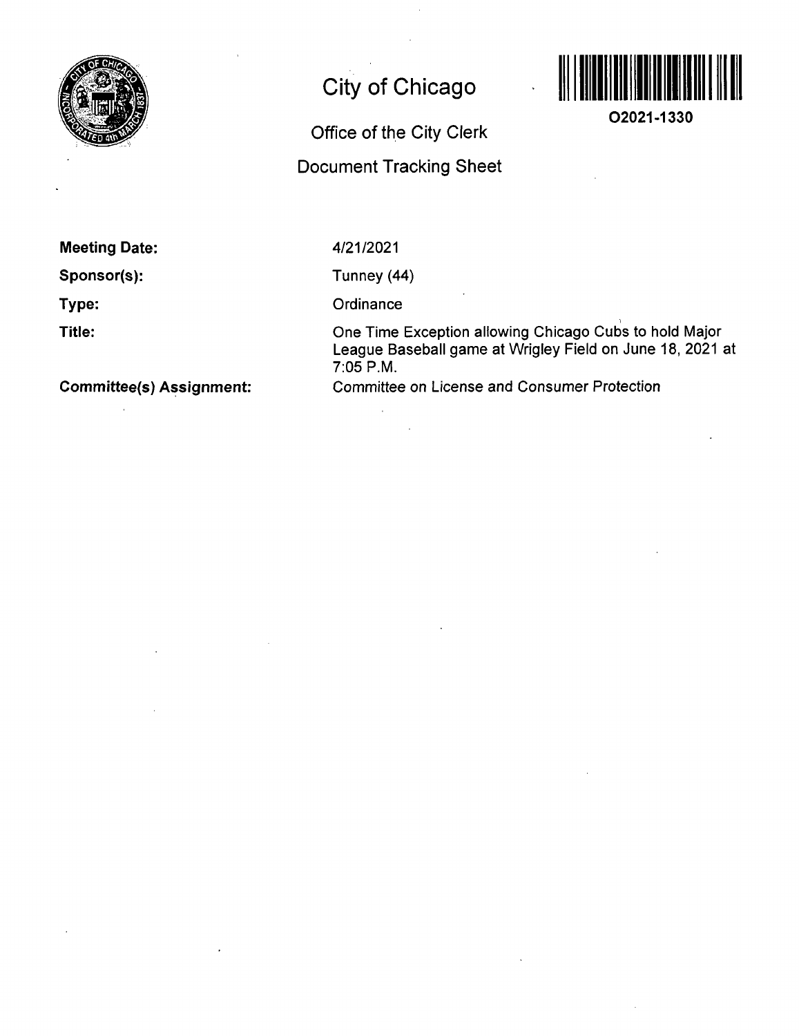# City of Chicago

## Office of the City Clerk

## Document Tracking Sheet

O2021-1330

**Meeting Date:** 4/21/2021

**Sponsor(s):** Tunney (44)

**Type:** Ordinance

**Title:** One Time Exception allowing Chicago Cubs to hold Major League Baseball game at Wrigley Field on June 18, 2021 at 7:05 P.M.

**Committee(s) Assignment:** Committee on License and Consumer Protection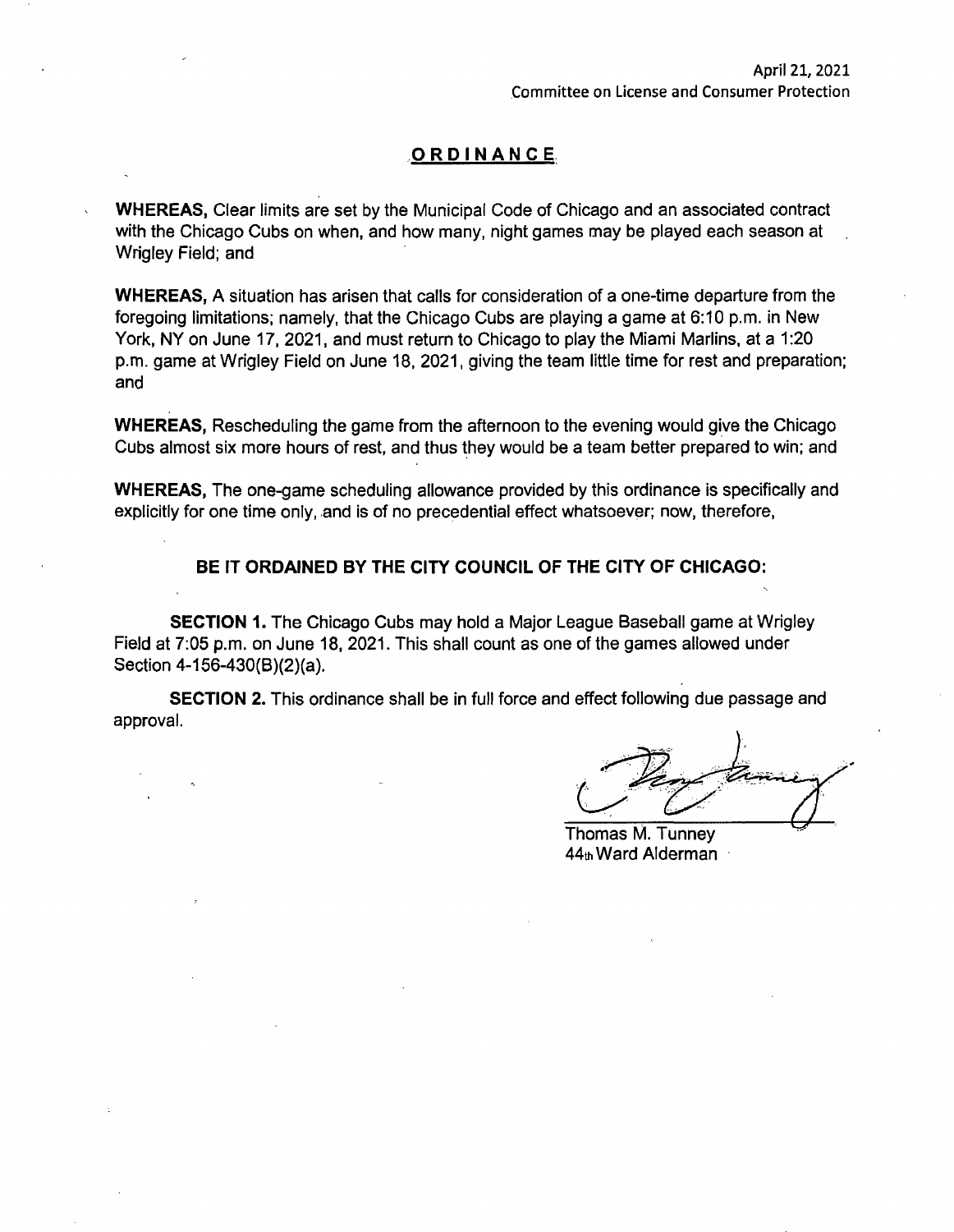April 21, 2021
Committee on License and Consumer Protection

# ORDINANCE

**WHEREAS,** Clear limits are set by the Municipal Code of Chicago and an associated contract with the Chicago Cubs on when, and how many, night games may be played each season at Wrigley Field; and

**WHEREAS,** A situation has arisen that calls for consideration of a one-time departure from the foregoing limitations; namely, that the Chicago Cubs are playing a game at 6:10 p.m. in New York, NY on June 17, 2021, and must return to Chicago to play the Miami Marlins, at a 1:20 p.m. game at Wrigley Field on June 18, 2021, giving the team little time for rest and preparation; and

**WHEREAS,** Rescheduling the game from the afternoon to the evening would give the Chicago Cubs almost six more hours of rest, and thus they would be a team better prepared to win; and

**WHEREAS,** The one-game scheduling allowance provided by this ordinance is specifically and explicitly for one time only, and is of no precedential effect whatsoever; now, therefore,

**BE IT ORDAINED BY THE CITY COUNCIL OF THE CITY OF CHICAGO:**

**SECTION 1.** The Chicago Cubs may hold a Major League Baseball game at Wrigley Field at 7:05 p.m. on June 18, 2021. This shall count as one of the games allowed under Section 4-156-430(B)(2)(a).

**SECTION 2.** This ordinance shall be in full force and effect following due passage and approval.

Thomas M. Tunney
44th Ward Alderman